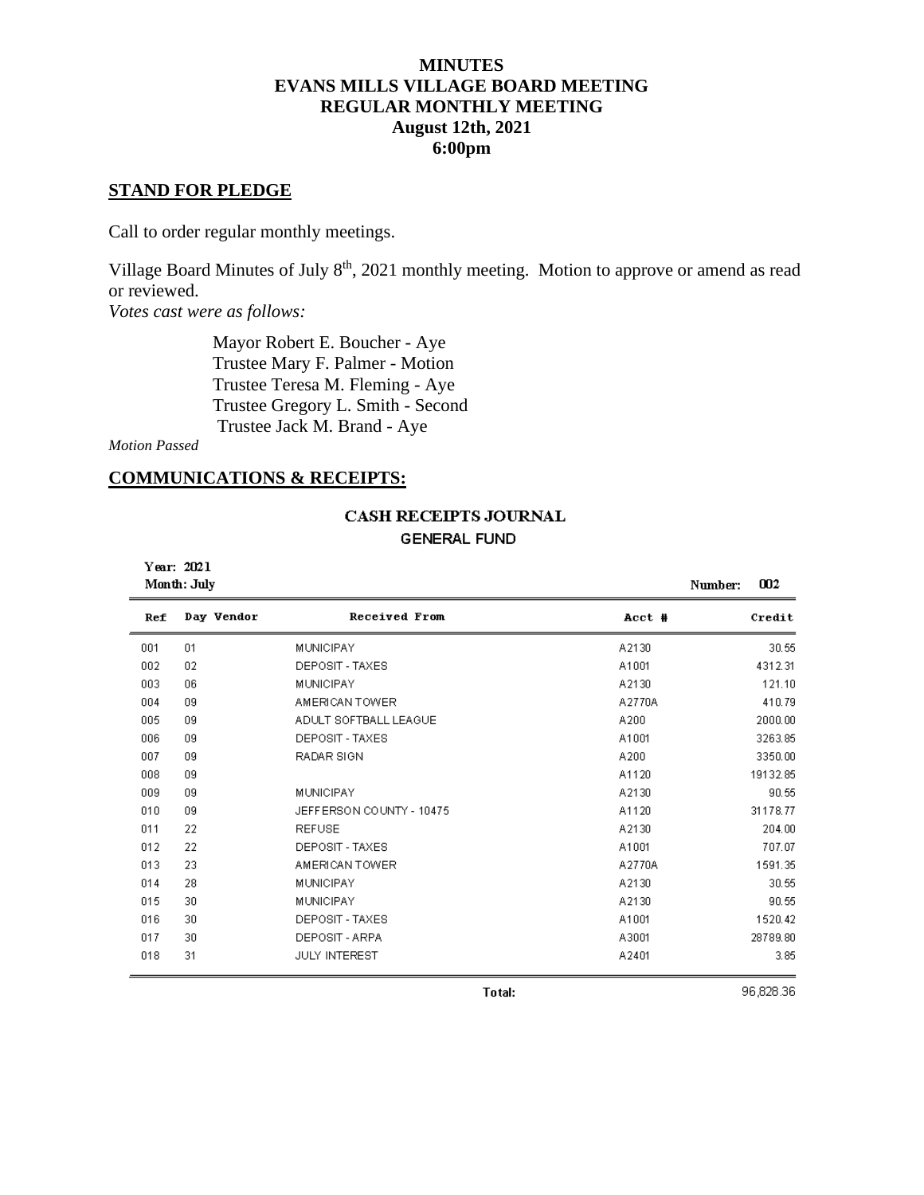# MINUTES
# EVANS MILLS VILLAGE BOARD MEETING
## REGULAR MONTHLY MEETING
### August 12th, 2021
### 6:00pm

## STAND FOR PLEDGE

Call to order regular monthly meetings.

Village Board Minutes of July 8th, 2021 monthly meeting. Motion to approve or amend as read or reviewed.

*Votes cast were as follows:*

Mayor Robert E. Boucher - Aye
Trustee Mary F. Palmer - Motion
Trustee Teresa M. Fleming - Aye
Trustee Gregory L. Smith - Second
Trustee Jack M. Brand - Aye

*Motion Passed*

## COMMUNICATIONS & RECEIPTS:

**CASH RECEIPTS JOURNAL**
**GENERAL FUND**

Year: 2021
Month: July
Number: 002

| Ref | Day | Vendor | Received From | Acct # | Credit |
|---|---|---|---|---|---|
| 001 | 01 | | MUNICIPAY | A2130 | 30.55 |
| 002 | 02 | | DEPOSIT - TAXES | A1001 | 4312.31 |
| 003 | 06 | | MUNICIPAY | A2130 | 121.10 |
| 004 | 09 | | AMERICAN TOWER | A2770A | 410.79 |
| 005 | 09 | | ADULT SOFTBALL LEAGUE | A200 | 2000.00 |
| 006 | 09 | | DEPOSIT - TAXES | A1001 | 3263.85 |
| 007 | 09 | | RADAR SIGN | A200 | 3350.00 |
| 008 | 09 | | | A1120 | 19132.85 |
| 009 | 09 | | MUNICIPAY | A2130 | 90.55 |
| 010 | 09 | | JEFFERSON COUNTY - 10475 | A1120 | 31178.77 |
| 011 | 22 | | REFUSE | A2130 | 204.00 |
| 012 | 22 | | DEPOSIT - TAXES | A1001 | 707.07 |
| 013 | 23 | | AMERICAN TOWER | A2770A | 1591.35 |
| 014 | 28 | | MUNICIPAY | A2130 | 30.55 |
| 015 | 30 | | MUNICIPAY | A2130 | 90.55 |
| 016 | 30 | | DEPOSIT - TAXES | A1001 | 1520.42 |
| 017 | 30 | | DEPOSIT - ARPA | A3001 | 28789.80 |
| 018 | 31 | | JULY INTEREST | A2401 | 3.85 |
| | | | **Total:** | | 96,828.36 |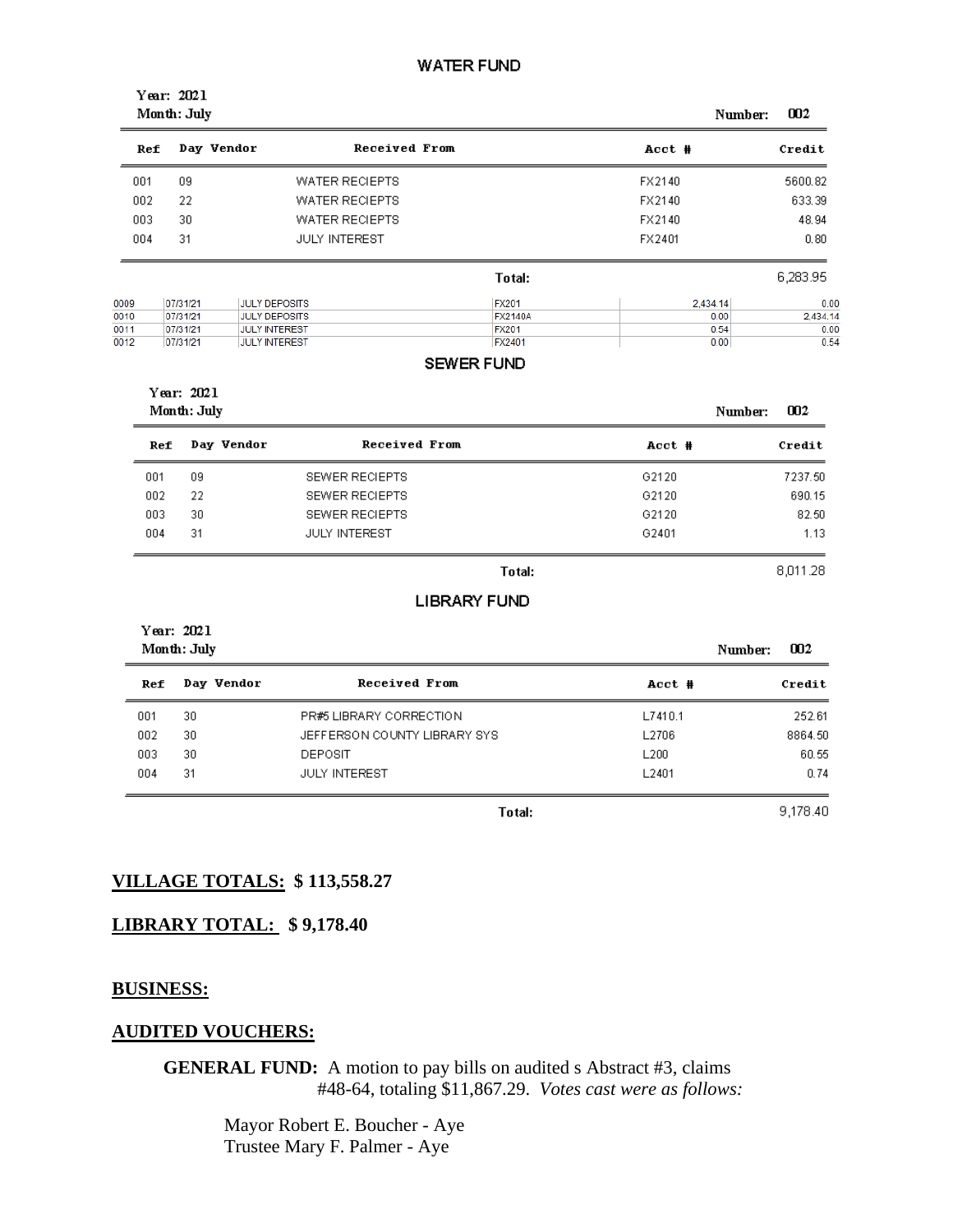## WATER FUND

Year: 2021
Month: July

Number: 002

| Ref | Day | Vendor | Received From | Acct # | Credit |
|---|---|---|---|---|---|
| 001 | 09 | | WATER RECIEPTS | FX2140 | 5600.82 |
| 002 | 22 | | WATER RECIEPTS | FX2140 | 633.39 |
| 003 | 30 | | WATER RECIEPTS | FX2140 | 48.94 |
| 004 | 31 | | JULY INTEREST | FX2401 | 0.80 |
| | | | **Total:** | | 6,283.95 |

| | | | | | |
|---|---|---|---|---|---|
| 0009 | 07/31/21 | JULY DEPOSITS | FX201 | 2,434.14 | 0.00 |
| 0010 | 07/31/21 | JULY DEPOSITS | FX2140A | 0.00 | 2,434.14 |
| 0011 | 07/31/21 | JULY INTEREST | FX201 | 0.54 | 0.00 |
| 0012 | 07/31/21 | JULY INTEREST | FX2401 | 0.00 | 0.54 |

## SEWER FUND

Year: 2021
Month: July

Number: 002

| Ref | Day | Vendor | Received From | Acct # | Credit |
|---|---|---|---|---|---|
| 001 | 09 | | SEWER RECIEPTS | G2120 | 7237.50 |
| 002 | 22 | | SEWER RECIEPTS | G2120 | 690.15 |
| 003 | 30 | | SEWER RECIEPTS | G2120 | 82.50 |
| 004 | 31 | | JULY INTEREST | G2401 | 1.13 |
| | | | **Total:** | | 8,011.28 |

## LIBRARY FUND

Year: 2021
Month: July

Number: 002

| Ref | Day | Vendor | Received From | Acct # | Credit |
|---|---|---|---|---|---|
| 001 | 30 | | PR#5 LIBRARY CORRECTION | L7410.1 | 252.61 |
| 002 | 30 | | JEFFERSON COUNTY LIBRARY SYS | L2706 | 8864.50 |
| 003 | 30 | | DEPOSIT | L200 | 60.55 |
| 004 | 31 | | JULY INTEREST | L2401 | 0.74 |
| | | | **Total:** | | 9,178.40 |

**VILLAGE TOTALS: $ 113,558.27**

**LIBRARY TOTAL: $ 9,178.40**

**BUSINESS:**

**AUDITED VOUCHERS:**

**GENERAL FUND:** A motion to pay bills on audited s Abstract #3, claims #48-64, totaling $11,867.29. *Votes cast were as follows:*

Mayor Robert E. Boucher - Aye
Trustee Mary F. Palmer - Aye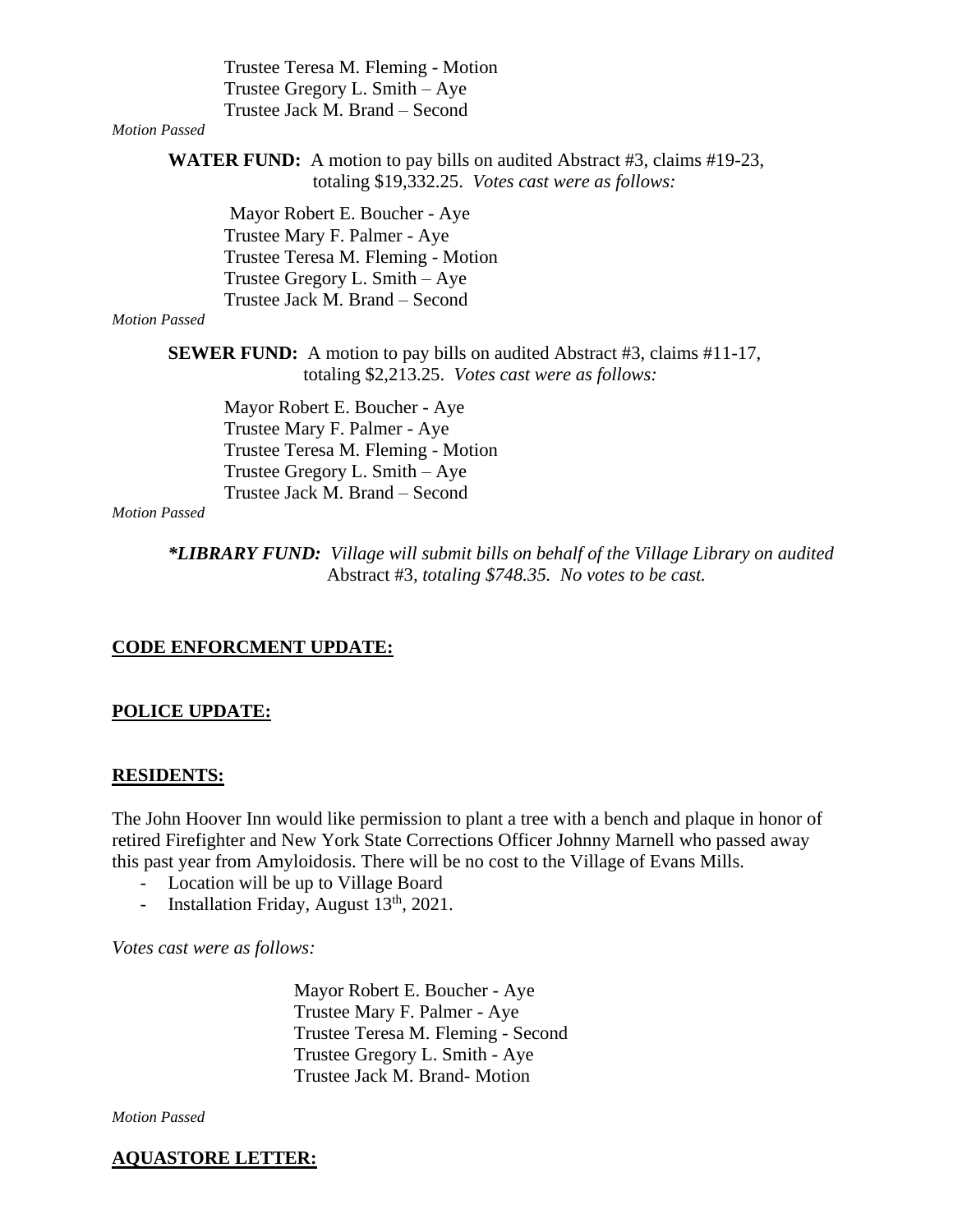Trustee Teresa M. Fleming - Motion
Trustee Gregory L. Smith – Aye
Trustee Jack M. Brand – Second

*Motion Passed*

**WATER FUND:** A motion to pay bills on audited Abstract #3, claims #19-23, totaling $19,332.25. *Votes cast were as follows:*

Mayor Robert E. Boucher - Aye
Trustee Mary F. Palmer - Aye
Trustee Teresa M. Fleming - Motion
Trustee Gregory L. Smith – Aye
Trustee Jack M. Brand – Second

*Motion Passed*

**SEWER FUND:** A motion to pay bills on audited Abstract #3, claims #11-17, totaling $2,213.25. *Votes cast were as follows:*

Mayor Robert E. Boucher - Aye
Trustee Mary F. Palmer - Aye
Trustee Teresa M. Fleming - Motion
Trustee Gregory L. Smith – Aye
Trustee Jack M. Brand – Second

*Motion Passed*

***LIBRARY FUND:** *Village will submit bills on behalf of the Village Library on audited* Abstract #3, *totaling $748.35. No votes to be cast.*

## CODE ENFORCMENT UPDATE:

## POLICE UPDATE:

## RESIDENTS:

The John Hoover Inn would like permission to plant a tree with a bench and plaque in honor of retired Firefighter and New York State Corrections Officer Johnny Marnell who passed away this past year from Amyloidosis. There will be no cost to the Village of Evans Mills.

- Location will be up to Village Board
- Installation Friday, August 13th, 2021.

*Votes cast were as follows:*

Mayor Robert E. Boucher - Aye
Trustee Mary F. Palmer - Aye
Trustee Teresa M. Fleming - Second
Trustee Gregory L. Smith - Aye
Trustee Jack M. Brand- Motion

*Motion Passed*

## AQUASTORE LETTER: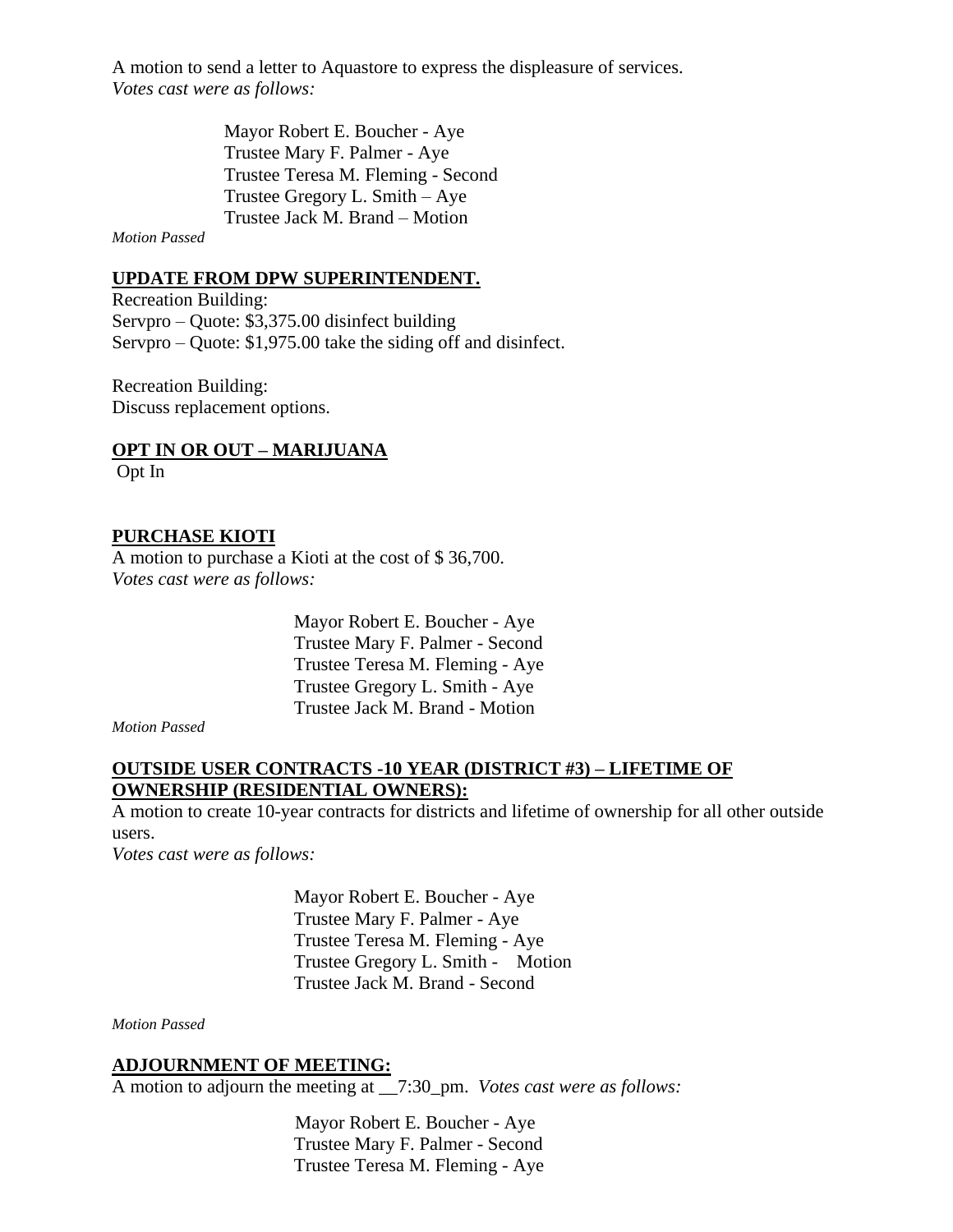A motion to send a letter to Aquastore to express the displeasure of services.
*Votes cast were as follows:*

Mayor Robert E. Boucher - Aye
Trustee Mary F. Palmer - Aye
Trustee Teresa M. Fleming - Second
Trustee Gregory L. Smith – Aye
Trustee Jack M. Brand – Motion

*Motion Passed*

**UPDATE FROM DPW SUPERINTENDENT.**

Recreation Building:
Servpro – Quote: $3,375.00 disinfect building
Servpro – Quote: $1,975.00 take the siding off and disinfect.

Recreation Building:
Discuss replacement options.

**OPT IN OR OUT – MARIJUANA**

Opt In

**PURCHASE KIOTI**

A motion to purchase a Kioti at the cost of $ 36,700.
*Votes cast were as follows:*

Mayor Robert E. Boucher - Aye
Trustee Mary F. Palmer - Second
Trustee Teresa M. Fleming - Aye
Trustee Gregory L. Smith - Aye
Trustee Jack M. Brand - Motion

*Motion Passed*

**OUTSIDE USER CONTRACTS -10 YEAR (DISTRICT #3) – LIFETIME OF OWNERSHIP (RESIDENTIAL OWNERS):**

A motion to create 10-year contracts for districts and lifetime of ownership for all other outside users.
*Votes cast were as follows:*

Mayor Robert E. Boucher - Aye
Trustee Mary F. Palmer - Aye
Trustee Teresa M. Fleming - Aye
Trustee Gregory L. Smith - Motion
Trustee Jack M. Brand - Second

*Motion Passed*

**ADJOURNMENT OF MEETING:**

A motion to adjourn the meeting at __7:30_pm. *Votes cast were as follows:*

Mayor Robert E. Boucher - Aye
Trustee Mary F. Palmer - Second
Trustee Teresa M. Fleming - Aye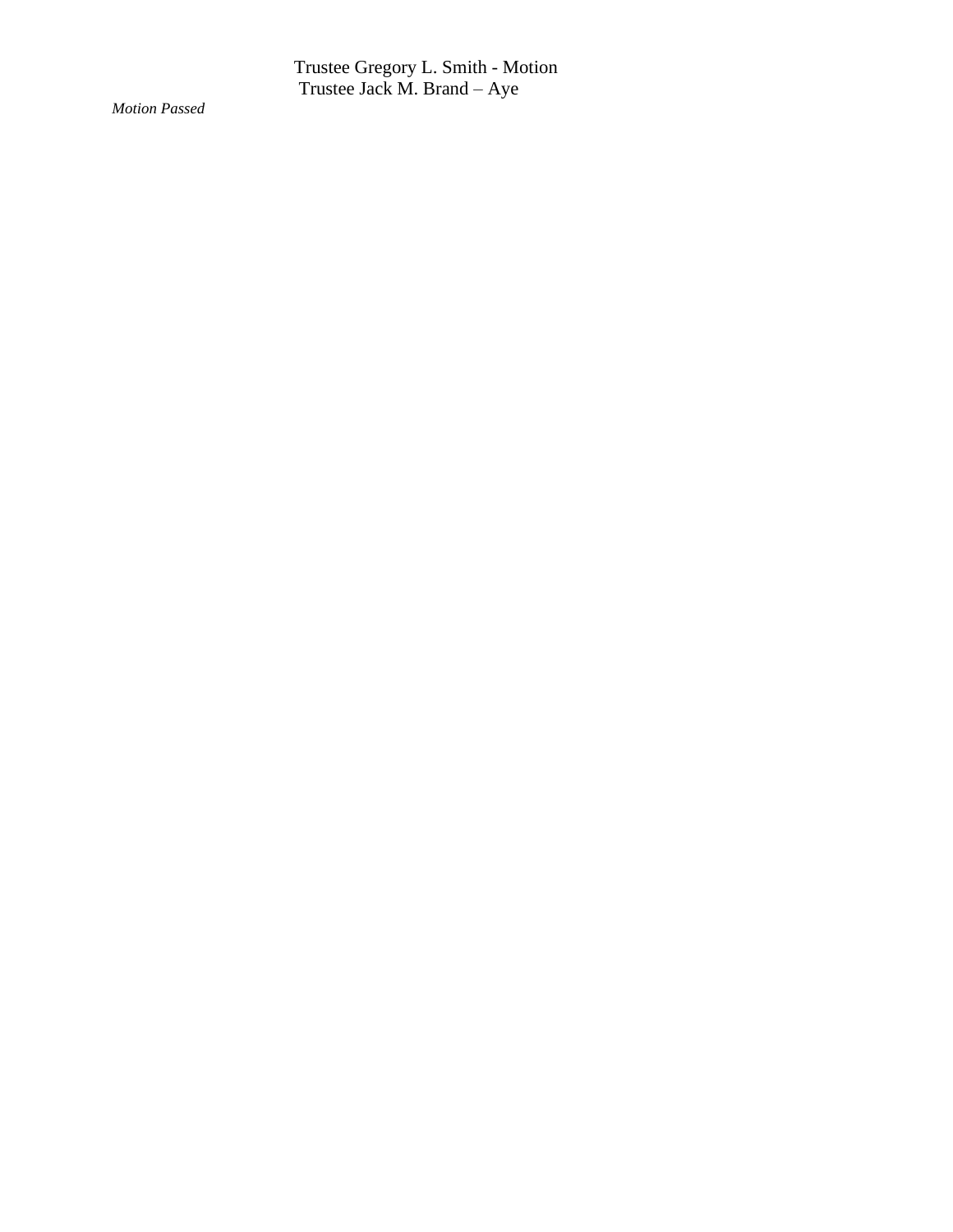Trustee Gregory L. Smith - Motion
Trustee Jack M. Brand – Aye

*Motion Passed*